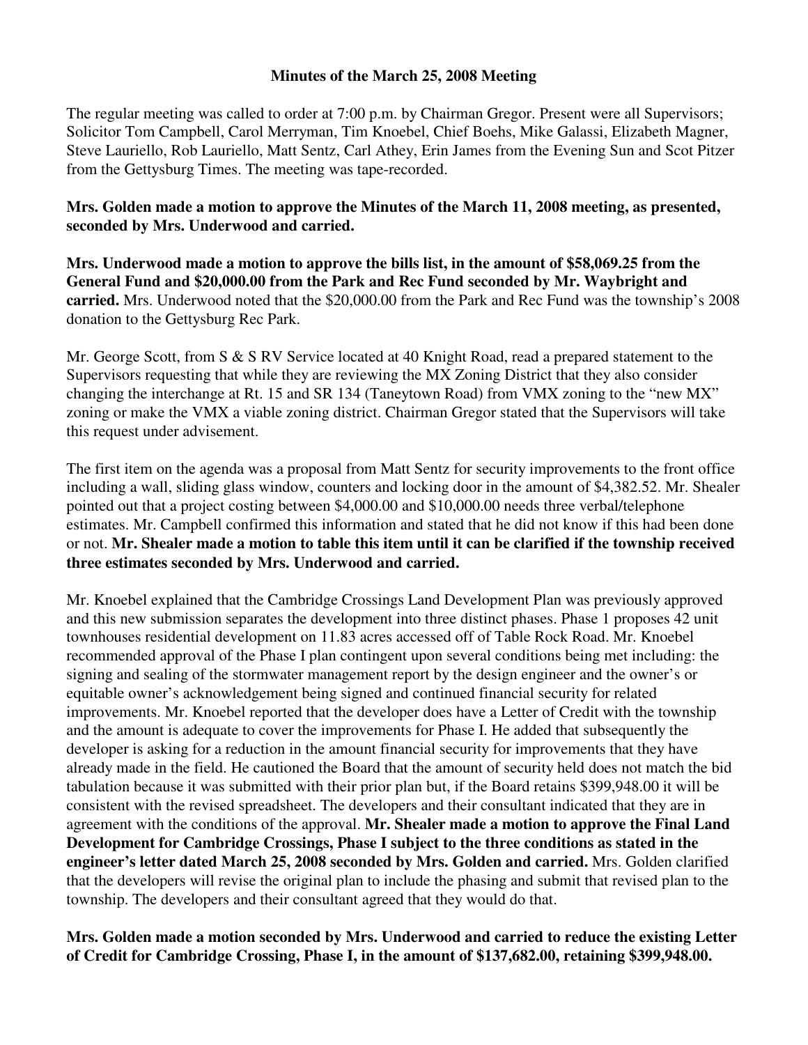# Minutes of the March 25, 2008 Meeting

The regular meeting was called to order at 7:00 p.m. by Chairman Gregor. Present were all Supervisors; Solicitor Tom Campbell, Carol Merryman, Tim Knoebel, Chief Boehs, Mike Galassi, Elizabeth Magner, Steve Lauriello, Rob Lauriello, Matt Sentz, Carl Athey, Erin James from the Evening Sun and Scot Pitzer from the Gettysburg Times. The meeting was tape-recorded.

**Mrs. Golden made a motion to approve the Minutes of the March 11, 2008 meeting, as presented, seconded by Mrs. Underwood and carried.**

**Mrs. Underwood made a motion to approve the bills list, in the amount of $58,069.25 from the General Fund and $20,000.00 from the Park and Rec Fund seconded by Mr. Waybright and carried.** Mrs. Underwood noted that the $20,000.00 from the Park and Rec Fund was the township's 2008 donation to the Gettysburg Rec Park.

Mr. George Scott, from S & S RV Service located at 40 Knight Road, read a prepared statement to the Supervisors requesting that while they are reviewing the MX Zoning District that they also consider changing the interchange at Rt. 15 and SR 134 (Taneytown Road) from VMX zoning to the "new MX" zoning or make the VMX a viable zoning district. Chairman Gregor stated that the Supervisors will take this request under advisement.

The first item on the agenda was a proposal from Matt Sentz for security improvements to the front office including a wall, sliding glass window, counters and locking door in the amount of $4,382.52. Mr. Shealer pointed out that a project costing between $4,000.00 and $10,000.00 needs three verbal/telephone estimates. Mr. Campbell confirmed this information and stated that he did not know if this had been done or not. **Mr. Shealer made a motion to table this item until it can be clarified if the township received three estimates seconded by Mrs. Underwood and carried.**

Mr. Knoebel explained that the Cambridge Crossings Land Development Plan was previously approved and this new submission separates the development into three distinct phases. Phase 1 proposes 42 unit townhouses residential development on 11.83 acres accessed off of Table Rock Road. Mr. Knoebel recommended approval of the Phase I plan contingent upon several conditions being met including: the signing and sealing of the stormwater management report by the design engineer and the owner's or equitable owner's acknowledgement being signed and continued financial security for related improvements. Mr. Knoebel reported that the developer does have a Letter of Credit with the township and the amount is adequate to cover the improvements for Phase I. He added that subsequently the developer is asking for a reduction in the amount financial security for improvements that they have already made in the field. He cautioned the Board that the amount of security held does not match the bid tabulation because it was submitted with their prior plan but, if the Board retains $399,948.00 it will be consistent with the revised spreadsheet. The developers and their consultant indicated that they are in agreement with the conditions of the approval. **Mr. Shealer made a motion to approve the Final Land Development for Cambridge Crossings, Phase I subject to the three conditions as stated in the engineer's letter dated March 25, 2008 seconded by Mrs. Golden and carried.** Mrs. Golden clarified that the developers will revise the original plan to include the phasing and submit that revised plan to the township. The developers and their consultant agreed that they would do that.

**Mrs. Golden made a motion seconded by Mrs. Underwood and carried to reduce the existing Letter of Credit for Cambridge Crossing, Phase I, in the amount of $137,682.00, retaining $399,948.00.**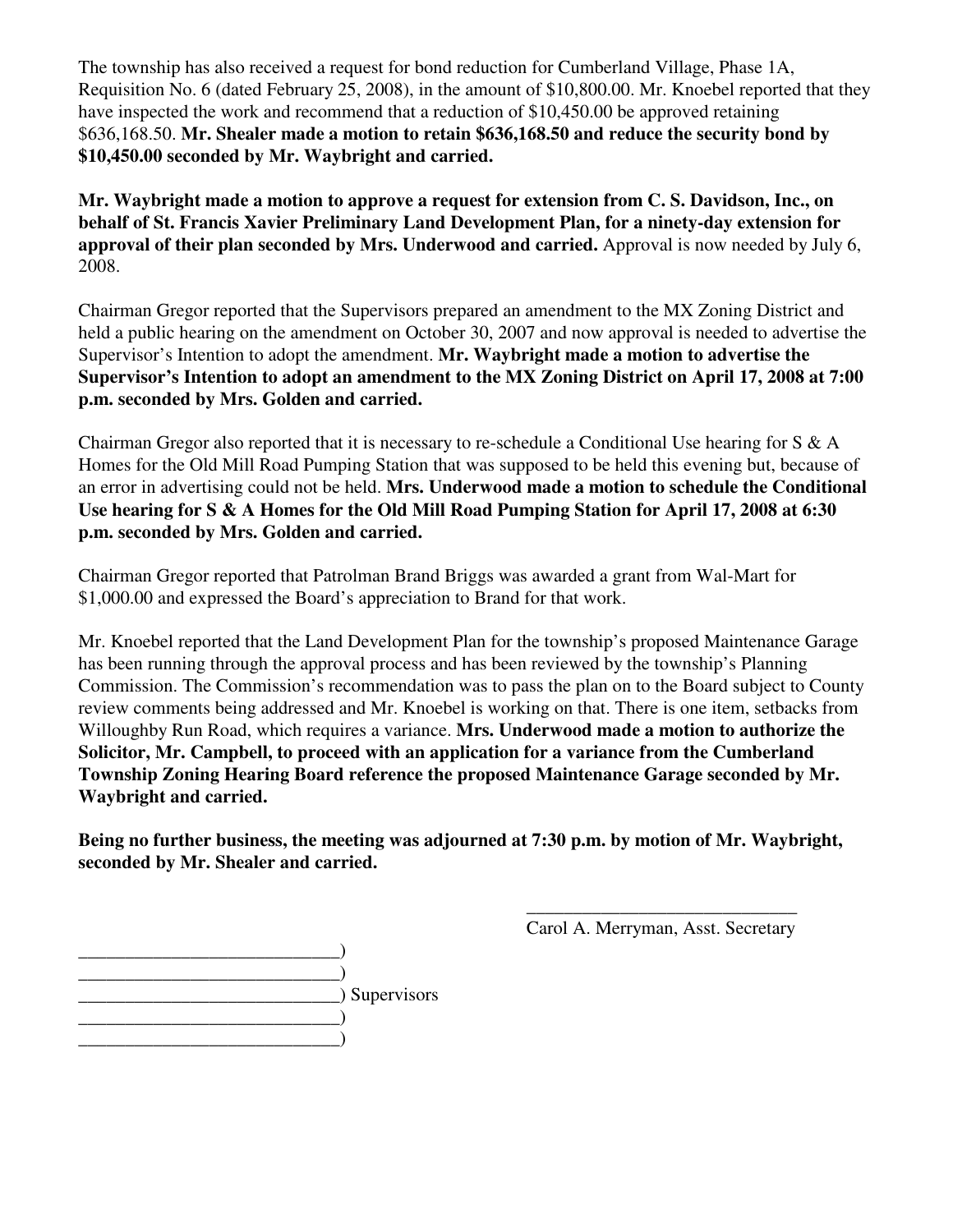The township has also received a request for bond reduction for Cumberland Village, Phase 1A, Requisition No. 6 (dated February 25, 2008), in the amount of $10,800.00. Mr. Knoebel reported that they have inspected the work and recommend that a reduction of $10,450.00 be approved retaining $636,168.50. **Mr. Shealer made a motion to retain $636,168.50 and reduce the security bond by $10,450.00 seconded by Mr. Waybright and carried.**

**Mr. Waybright made a motion to approve a request for extension from C. S. Davidson, Inc., on behalf of St. Francis Xavier Preliminary Land Development Plan, for a ninety-day extension for approval of their plan seconded by Mrs. Underwood and carried.** Approval is now needed by July 6, 2008.

Chairman Gregor reported that the Supervisors prepared an amendment to the MX Zoning District and held a public hearing on the amendment on October 30, 2007 and now approval is needed to advertise the Supervisor's Intention to adopt the amendment. **Mr. Waybright made a motion to advertise the Supervisor's Intention to adopt an amendment to the MX Zoning District on April 17, 2008 at 7:00 p.m. seconded by Mrs. Golden and carried.**

Chairman Gregor also reported that it is necessary to re-schedule a Conditional Use hearing for S & A Homes for the Old Mill Road Pumping Station that was supposed to be held this evening but, because of an error in advertising could not be held. **Mrs. Underwood made a motion to schedule the Conditional Use hearing for S & A Homes for the Old Mill Road Pumping Station for April 17, 2008 at 6:30 p.m. seconded by Mrs. Golden and carried.**

Chairman Gregor reported that Patrolman Brand Briggs was awarded a grant from Wal-Mart for $1,000.00 and expressed the Board's appreciation to Brand for that work.

Mr. Knoebel reported that the Land Development Plan for the township's proposed Maintenance Garage has been running through the approval process and has been reviewed by the township's Planning Commission. The Commission's recommendation was to pass the plan on to the Board subject to County review comments being addressed and Mr. Knoebel is working on that. There is one item, setbacks from Willoughby Run Road, which requires a variance. **Mrs. Underwood made a motion to authorize the Solicitor, Mr. Campbell, to proceed with an application for a variance from the Cumberland Township Zoning Hearing Board reference the proposed Maintenance Garage seconded by Mr. Waybright and carried.**

**Being no further business, the meeting was adjourned at 7:30 p.m. by motion of Mr. Waybright, seconded by Mr. Shealer and carried.**

______________________________
Carol A. Merryman, Asst. Secretary

______________________________)
______________________________)
______________________________) Supervisors
______________________________)
______________________________)